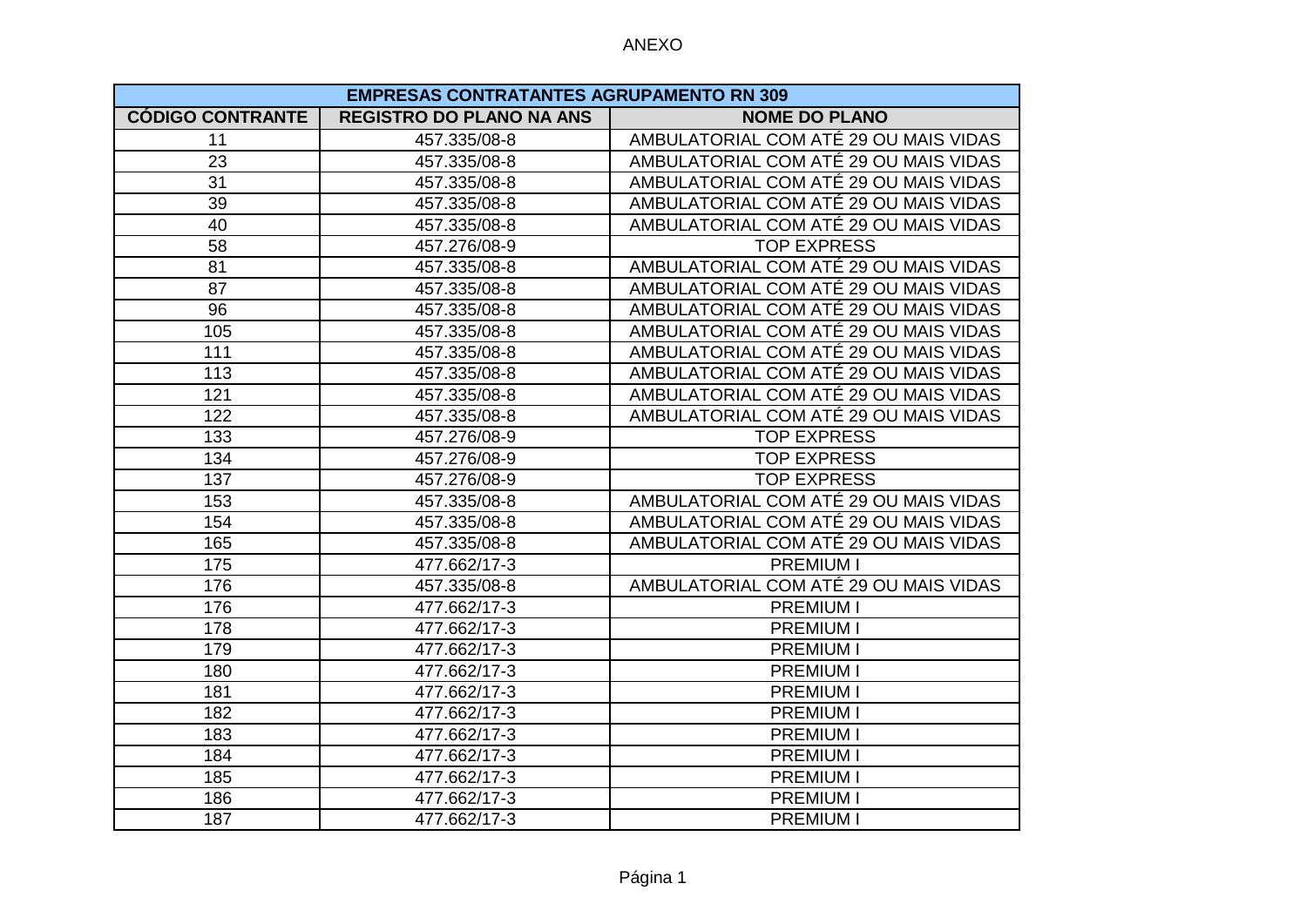ANEXO

| EMPRESAS CONTRATANTES AGRUPAMENTO RN 309 | | |
|---|---|---|
| **CÓDIGO CONTRANTE** | **REGISTRO DO PLANO NA ANS** | **NOME DO PLANO** |
| 11 | 457.335/08-8 | AMBULATORIAL COM ATÉ 29 OU MAIS VIDAS |
| 23 | 457.335/08-8 | AMBULATORIAL COM ATÉ 29 OU MAIS VIDAS |
| 31 | 457.335/08-8 | AMBULATORIAL COM ATÉ 29 OU MAIS VIDAS |
| 39 | 457.335/08-8 | AMBULATORIAL COM ATÉ 29 OU MAIS VIDAS |
| 40 | 457.335/08-8 | AMBULATORIAL COM ATÉ 29 OU MAIS VIDAS |
| 58 | 457.276/08-9 | TOP EXPRESS |
| 81 | 457.335/08-8 | AMBULATORIAL COM ATÉ 29 OU MAIS VIDAS |
| 87 | 457.335/08-8 | AMBULATORIAL COM ATÉ 29 OU MAIS VIDAS |
| 96 | 457.335/08-8 | AMBULATORIAL COM ATÉ 29 OU MAIS VIDAS |
| 105 | 457.335/08-8 | AMBULATORIAL COM ATÉ 29 OU MAIS VIDAS |
| 111 | 457.335/08-8 | AMBULATORIAL COM ATÉ 29 OU MAIS VIDAS |
| 113 | 457.335/08-8 | AMBULATORIAL COM ATÉ 29 OU MAIS VIDAS |
| 121 | 457.335/08-8 | AMBULATORIAL COM ATÉ 29 OU MAIS VIDAS |
| 122 | 457.335/08-8 | AMBULATORIAL COM ATÉ 29 OU MAIS VIDAS |
| 133 | 457.276/08-9 | TOP EXPRESS |
| 134 | 457.276/08-9 | TOP EXPRESS |
| 137 | 457.276/08-9 | TOP EXPRESS |
| 153 | 457.335/08-8 | AMBULATORIAL COM ATÉ 29 OU MAIS VIDAS |
| 154 | 457.335/08-8 | AMBULATORIAL COM ATÉ 29 OU MAIS VIDAS |
| 165 | 457.335/08-8 | AMBULATORIAL COM ATÉ 29 OU MAIS VIDAS |
| 175 | 477.662/17-3 | PREMIUM I |
| 176 | 457.335/08-8 | AMBULATORIAL COM ATÉ 29 OU MAIS VIDAS |
| 176 | 477.662/17-3 | PREMIUM I |
| 178 | 477.662/17-3 | PREMIUM I |
| 179 | 477.662/17-3 | PREMIUM I |
| 180 | 477.662/17-3 | PREMIUM I |
| 181 | 477.662/17-3 | PREMIUM I |
| 182 | 477.662/17-3 | PREMIUM I |
| 183 | 477.662/17-3 | PREMIUM I |
| 184 | 477.662/17-3 | PREMIUM I |
| 185 | 477.662/17-3 | PREMIUM I |
| 186 | 477.662/17-3 | PREMIUM I |
| 187 | 477.662/17-3 | PREMIUM I |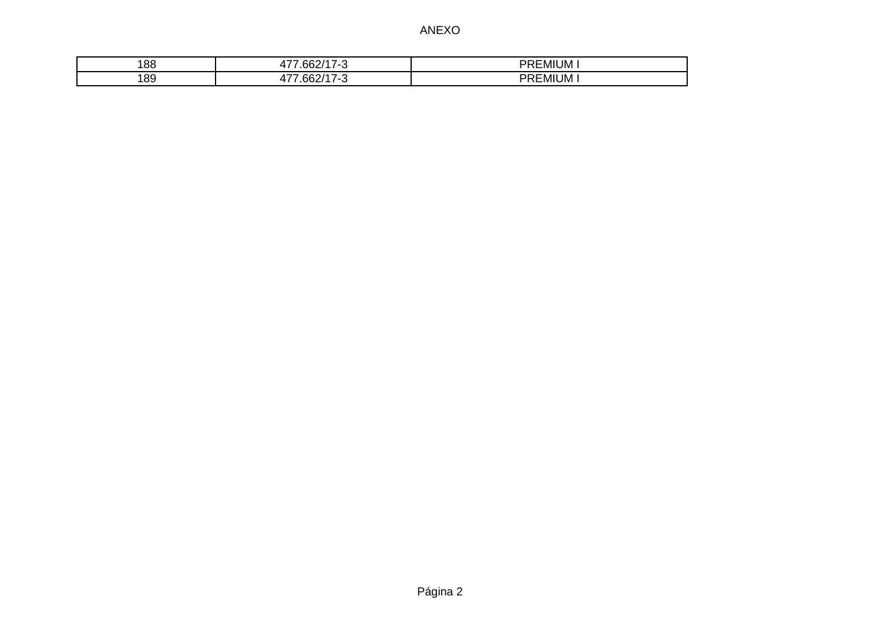ANEXO

| | | |
|---|---|---|
| 188 | 477.662/17-3 | PREMIUM I |
| 189 | 477.662/17-3 | PREMIUM I |